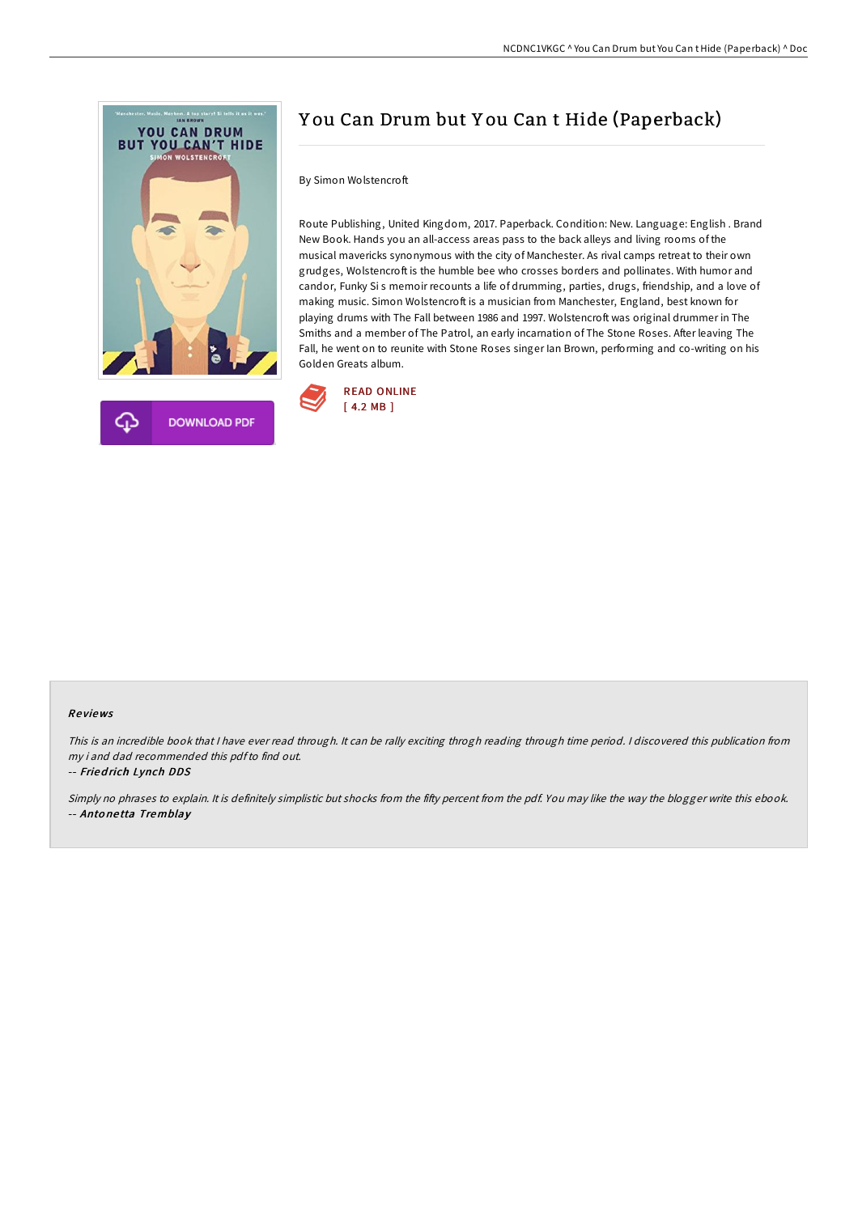# You Can Drum but You Can t Hide (Paperback)

By Simon Wolstencroft

Route Publishing, United Kingdom, 2017. Paperback. Condition: New. Language: English . Brand New Book. Hands you an all-access areas pass to the back alleys and living rooms of the musical mavericks synonymous with the city of Manchester. As rival camps retreat to their own grudges, Wolstencroft is the humble bee who crosses borders and pollinates. With humor and candor, Funky Si s memoir recounts a life of drumming, parties, drugs, friendship, and a love of making music. Simon Wolstencroft is a musician from Manchester, England, best known for playing drums with The Fall between 1986 and 1997. Wolstencroft was original drummer in The Smiths and a member of The Patrol, an early incarnation of The Stone Roses. After leaving The Fall, he went on to reunite with Stone Roses singer Ian Brown, performing and co-writing on his Golden Greats album.

READ ONLINE
[ 4.2 MB ]

DOWNLOAD PDF

## Reviews

*This is an incredible book that I have ever read through. It can be rally exciting throgh reading through time period. I discovered this publication from my i and dad recommended this pdf to find out.*

-- *Friedrich Lynch DDS*

*Simply no phrases to explain. It is definitely simplistic but shocks from the fifty percent from the pdf. You may like the way the blogger write this ebook.*

-- *Antonetta Tremblay*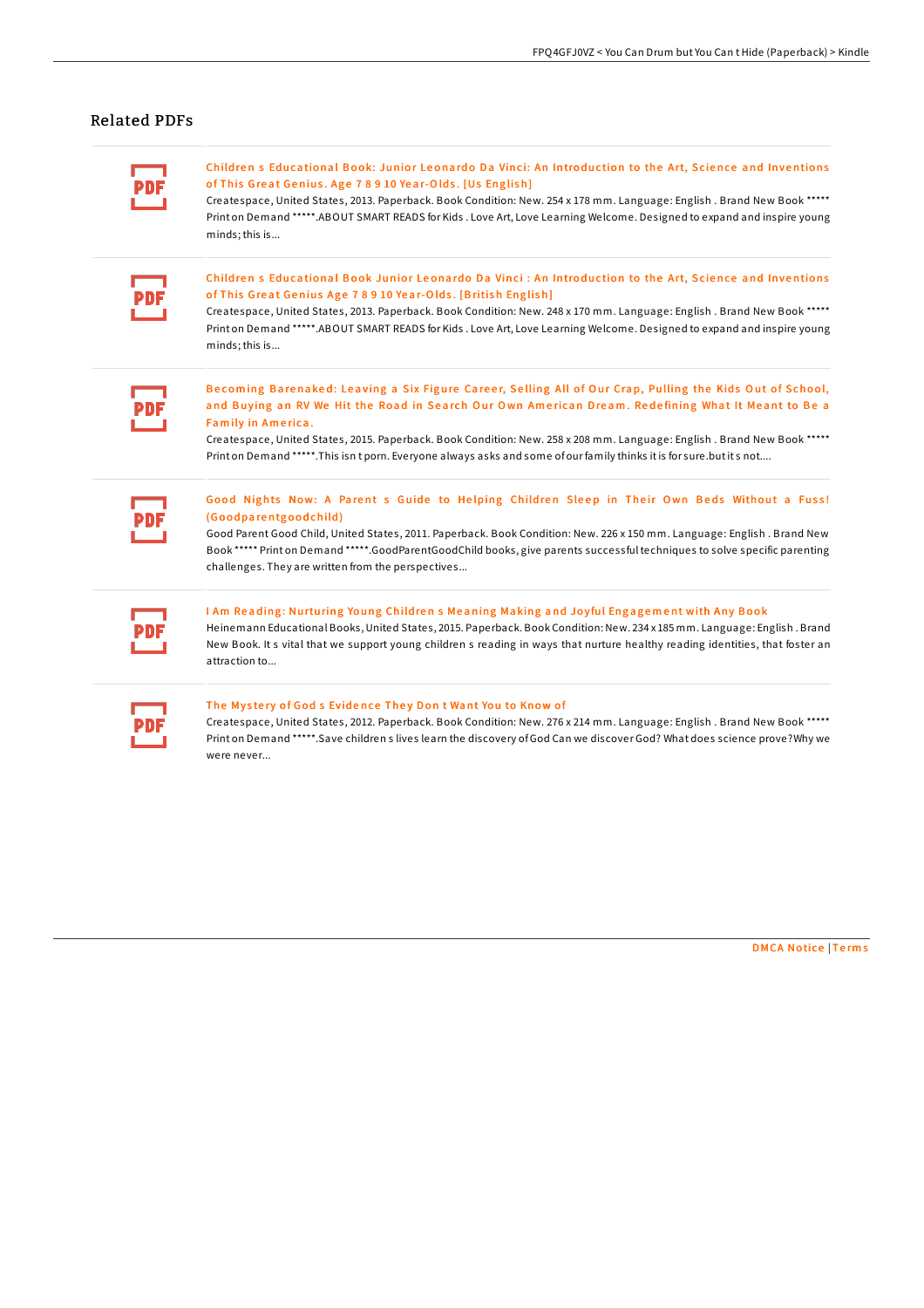## Related PDFs

**Children s Educational Book: Junior Leonardo Da Vinci: An Introduction to the Art, Science and Inventions of This Great Genius. Age 7 8 9 10 Year-Olds. [Us English]**

Createspace, United States, 2013. Paperback. Book Condition: New. 254 x 178 mm. Language: English . Brand New Book ***** Print on Demand *****.ABOUT SMART READS for Kids . Love Art, Love Learning Welcome. Designed to expand and inspire young minds; this is...

**Children s Educational Book Junior Leonardo Da Vinci : An Introduction to the Art, Science and Inventions of This Great Genius Age 7 8 9 10 Year-Olds. [British English]**

Createspace, United States, 2013. Paperback. Book Condition: New. 248 x 170 mm. Language: English . Brand New Book ***** Print on Demand *****.ABOUT SMART READS for Kids . Love Art, Love Learning Welcome. Designed to expand and inspire young minds; this is...

**Becoming Barenaked: Leaving a Six Figure Career, Selling All of Our Crap, Pulling the Kids Out of School, and Buying an RV We Hit the Road in Search Our Own American Dream. Redefining What It Meant to Be a Family in America.**

Createspace, United States, 2015. Paperback. Book Condition: New. 258 x 208 mm. Language: English . Brand New Book ***** Print on Demand *****.This isn t porn. Everyone always asks and some of our family thinks it is for sure.but it s not....

**Good Nights Now: A Parent s Guide to Helping Children Sleep in Their Own Beds Without a Fuss! (Goodparentgoodchild)**

Good Parent Good Child, United States, 2011. Paperback. Book Condition: New. 226 x 150 mm. Language: English . Brand New Book ***** Print on Demand *****.GoodParentGoodChild books, give parents successful techniques to solve specific parenting challenges. They are written from the perspectives...

**I Am Reading: Nurturing Young Children s Meaning Making and Joyful Engagement with Any Book**

Heinemann Educational Books, United States, 2015. Paperback. Book Condition: New. 234 x 185 mm. Language: English . Brand New Book. It s vital that we support young children s reading in ways that nurture healthy reading identities, that foster an attraction to...

**The Mystery of God s Evidence They Don t Want You to Know of**

Createspace, United States, 2012. Paperback. Book Condition: New. 276 x 214 mm. Language: English . Brand New Book ***** Print on Demand *****.Save children s lives learn the discovery of God Can we discover God? What does science prove? Why we were never...

DMCA Notice | Terms